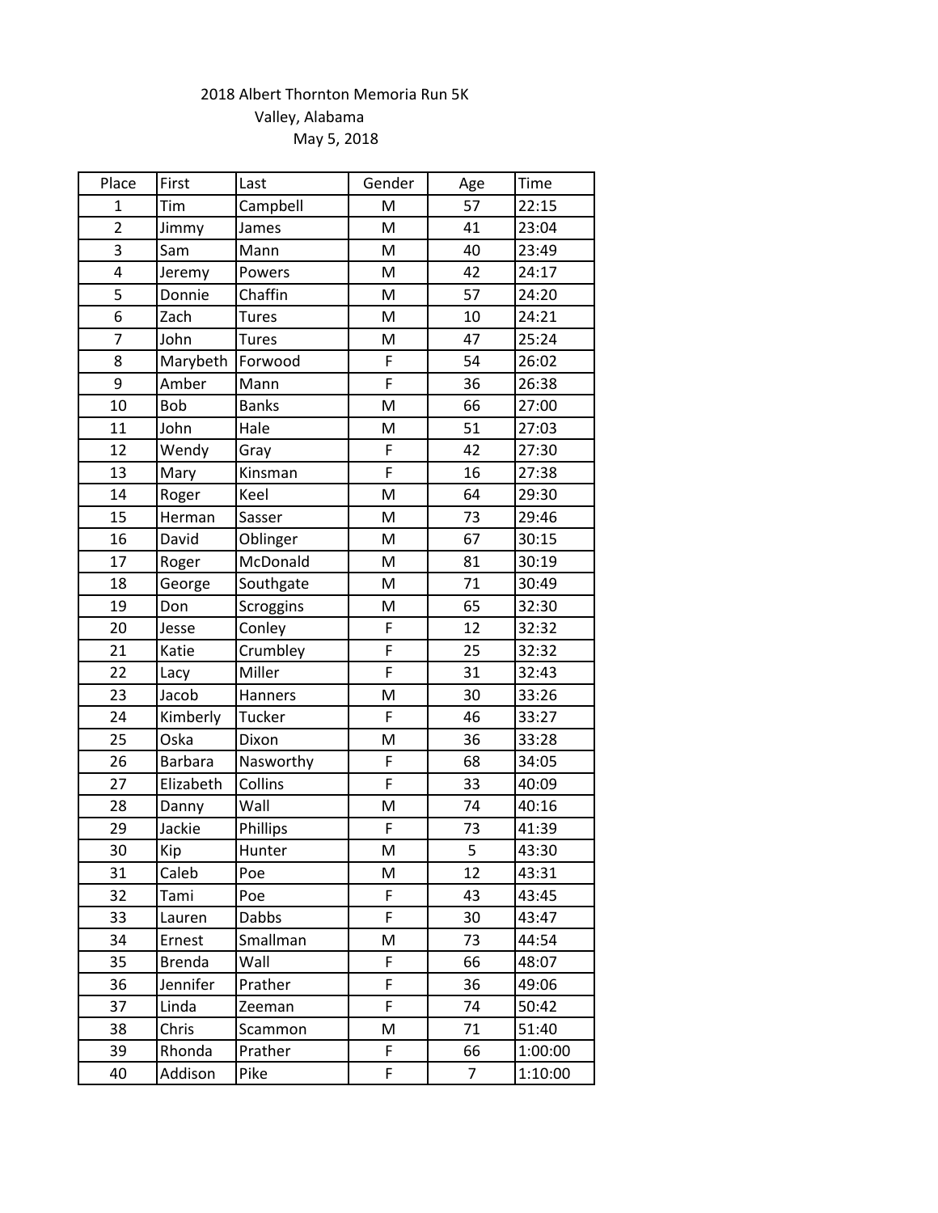2018 Albert Thornton Memoria Run 5K

Valley, Alabama

May 5, 2018

| Place | First | Last | Gender | Age | Time |
|---|---|---|---|---|---|
| 1 | Tim | Campbell | M | 57 | 22:15 |
| 2 | Jimmy | James | M | 41 | 23:04 |
| 3 | Sam | Mann | M | 40 | 23:49 |
| 4 | Jeremy | Powers | M | 42 | 24:17 |
| 5 | Donnie | Chaffin | M | 57 | 24:20 |
| 6 | Zach | Tures | M | 10 | 24:21 |
| 7 | John | Tures | M | 47 | 25:24 |
| 8 | Marybeth | Forwood | F | 54 | 26:02 |
| 9 | Amber | Mann | F | 36 | 26:38 |
| 10 | Bob | Banks | M | 66 | 27:00 |
| 11 | John | Hale | M | 51 | 27:03 |
| 12 | Wendy | Gray | F | 42 | 27:30 |
| 13 | Mary | Kinsman | F | 16 | 27:38 |
| 14 | Roger | Keel | M | 64 | 29:30 |
| 15 | Herman | Sasser | M | 73 | 29:46 |
| 16 | David | Oblinger | M | 67 | 30:15 |
| 17 | Roger | McDonald | M | 81 | 30:19 |
| 18 | George | Southgate | M | 71 | 30:49 |
| 19 | Don | Scroggins | M | 65 | 32:30 |
| 20 | Jesse | Conley | F | 12 | 32:32 |
| 21 | Katie | Crumbley | F | 25 | 32:32 |
| 22 | Lacy | Miller | F | 31 | 32:43 |
| 23 | Jacob | Hanners | M | 30 | 33:26 |
| 24 | Kimberly | Tucker | F | 46 | 33:27 |
| 25 | Oska | Dixon | M | 36 | 33:28 |
| 26 | Barbara | Nasworthy | F | 68 | 34:05 |
| 27 | Elizabeth | Collins | F | 33 | 40:09 |
| 28 | Danny | Wall | M | 74 | 40:16 |
| 29 | Jackie | Phillips | F | 73 | 41:39 |
| 30 | Kip | Hunter | M | 5 | 43:30 |
| 31 | Caleb | Poe | M | 12 | 43:31 |
| 32 | Tami | Poe | F | 43 | 43:45 |
| 33 | Lauren | Dabbs | F | 30 | 43:47 |
| 34 | Ernest | Smallman | M | 73 | 44:54 |
| 35 | Brenda | Wall | F | 66 | 48:07 |
| 36 | Jennifer | Prather | F | 36 | 49:06 |
| 37 | Linda | Zeeman | F | 74 | 50:42 |
| 38 | Chris | Scammon | M | 71 | 51:40 |
| 39 | Rhonda | Prather | F | 66 | 1:00:00 |
| 40 | Addison | Pike | F | 7 | 1:10:00 |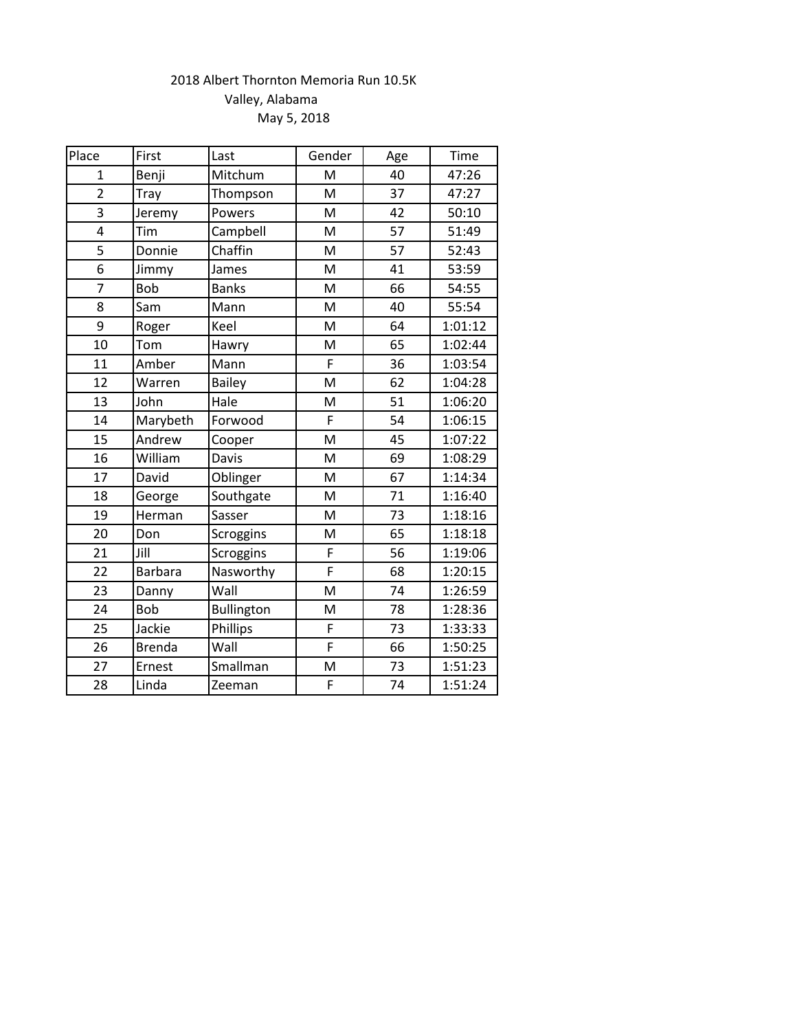2018 Albert Thornton Memoria Run 10.5K

Valley, Alabama

May 5, 2018

| Place | First | Last | Gender | Age | Time |
|---|---|---|---|---|---|
| 1 | Benji | Mitchum | M | 40 | 47:26 |
| 2 | Tray | Thompson | M | 37 | 47:27 |
| 3 | Jeremy | Powers | M | 42 | 50:10 |
| 4 | Tim | Campbell | M | 57 | 51:49 |
| 5 | Donnie | Chaffin | M | 57 | 52:43 |
| 6 | Jimmy | James | M | 41 | 53:59 |
| 7 | Bob | Banks | M | 66 | 54:55 |
| 8 | Sam | Mann | M | 40 | 55:54 |
| 9 | Roger | Keel | M | 64 | 1:01:12 |
| 10 | Tom | Hawry | M | 65 | 1:02:44 |
| 11 | Amber | Mann | F | 36 | 1:03:54 |
| 12 | Warren | Bailey | M | 62 | 1:04:28 |
| 13 | John | Hale | M | 51 | 1:06:20 |
| 14 | Marybeth | Forwood | F | 54 | 1:06:15 |
| 15 | Andrew | Cooper | M | 45 | 1:07:22 |
| 16 | William | Davis | M | 69 | 1:08:29 |
| 17 | David | Oblinger | M | 67 | 1:14:34 |
| 18 | George | Southgate | M | 71 | 1:16:40 |
| 19 | Herman | Sasser | M | 73 | 1:18:16 |
| 20 | Don | Scroggins | M | 65 | 1:18:18 |
| 21 | Jill | Scroggins | F | 56 | 1:19:06 |
| 22 | Barbara | Nasworthy | F | 68 | 1:20:15 |
| 23 | Danny | Wall | M | 74 | 1:26:59 |
| 24 | Bob | Bullington | M | 78 | 1:28:36 |
| 25 | Jackie | Phillips | F | 73 | 1:33:33 |
| 26 | Brenda | Wall | F | 66 | 1:50:25 |
| 27 | Ernest | Smallman | M | 73 | 1:51:23 |
| 28 | Linda | Zeeman | F | 74 | 1:51:24 |